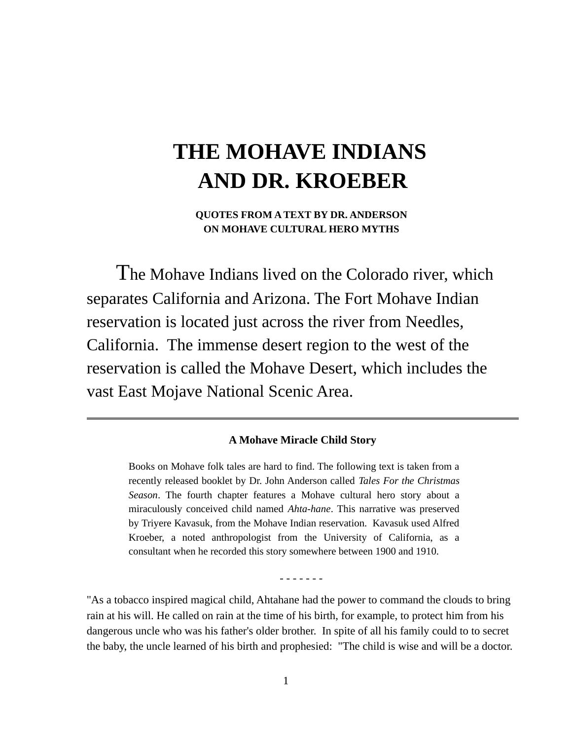# THE MOHAVE INDIANS AND DR. KROEBER

### QUOTES FROM A TEXT BY DR. ANDERSON ON MOHAVE CULTURAL HERO MYTHS

The Mohave Indians lived on the Colorado river, which separates California and Arizona. The Fort Mohave Indian reservation is located just across the river from Needles, California. The immense desert region to the west of the reservation is called the Mohave Desert, which includes the vast East Mojave National Scenic Area.

---

**A Mohave Miracle Child Story**

Books on Mohave folk tales are hard to find. The following text is taken from a recently released booklet by Dr. John Anderson called *Tales For the Christmas Season*. The fourth chapter features a Mohave cultural hero story about a miraculously conceived child named *Ahta-hane*. This narrative was preserved by Triyere Kavasuk, from the Mohave Indian reservation. Kavasuk used Alfred Kroeber, a noted anthropologist from the University of California, as a consultant when he recorded this story somewhere between 1900 and 1910.

- - - - - - -

"As a tobacco inspired magical child, Ahtahane had the power to command the clouds to bring rain at his will. He called on rain at the time of his birth, for example, to protect him from his dangerous uncle who was his father's older brother. In spite of all his family could to to secret the baby, the uncle learned of his birth and prophesied: "The child is wise and will be a doctor.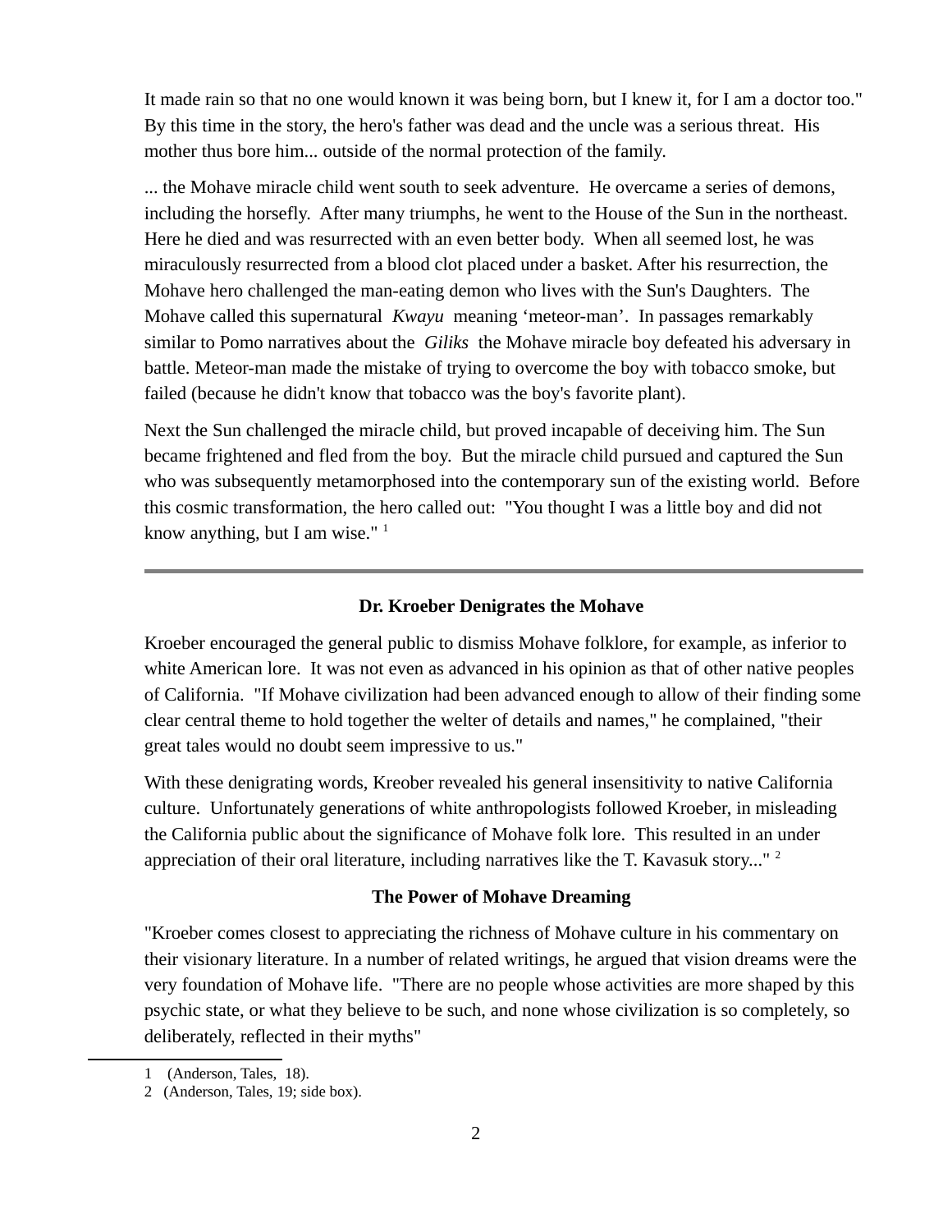It made rain so that no one would known it was being born, but I knew it, for I am a doctor too." By this time in the story, the hero's father was dead and the uncle was a serious threat. His mother thus bore him... outside of the normal protection of the family.

... the Mohave miracle child went south to seek adventure. He overcame a series of demons, including the horsefly. After many triumphs, he went to the House of the Sun in the northeast. Here he died and was resurrected with an even better body. When all seemed lost, he was miraculously resurrected from a blood clot placed under a basket. After his resurrection, the Mohave hero challenged the man-eating demon who lives with the Sun's Daughters. The Mohave called this supernatural *Kwayu* meaning 'meteor-man'. In passages remarkably similar to Pomo narratives about the *Giliks* the Mohave miracle boy defeated his adversary in battle. Meteor-man made the mistake of trying to overcome the boy with tobacco smoke, but failed (because he didn't know that tobacco was the boy's favorite plant).

Next the Sun challenged the miracle child, but proved incapable of deceiving him. The Sun became frightened and fled from the boy. But the miracle child pursued and captured the Sun who was subsequently metamorphosed into the contemporary sun of the existing world. Before this cosmic transformation, the hero called out: "You thought I was a little boy and did not know anything, but I am wise." [1]

---

**Dr. Kroeber Denigrates the Mohave**

Kroeber encouraged the general public to dismiss Mohave folklore, for example, as inferior to white American lore. It was not even as advanced in his opinion as that of other native peoples of California. "If Mohave civilization had been advanced enough to allow of their finding some clear central theme to hold together the welter of details and names," he complained, "their great tales would no doubt seem impressive to us."

With these denigrating words, Kreober revealed his general insensitivity to native California culture. Unfortunately generations of white anthropologists followed Kroeber, in misleading the California public about the significance of Mohave folk lore. This resulted in an under appreciation of their oral literature, including narratives like the T. Kavasuk story..." [2]

**The Power of Mohave Dreaming**

"Kroeber comes closest to appreciating the richness of Mohave culture in his commentary on their visionary literature. In a number of related writings, he argued that vision dreams were the very foundation of Mohave life. "There are no people whose activities are more shaped by this psychic state, or what they believe to be such, and none whose civilization is so completely, so deliberately, reflected in their myths"

1 (Anderson, Tales, 18).

2 (Anderson, Tales, 19; side box).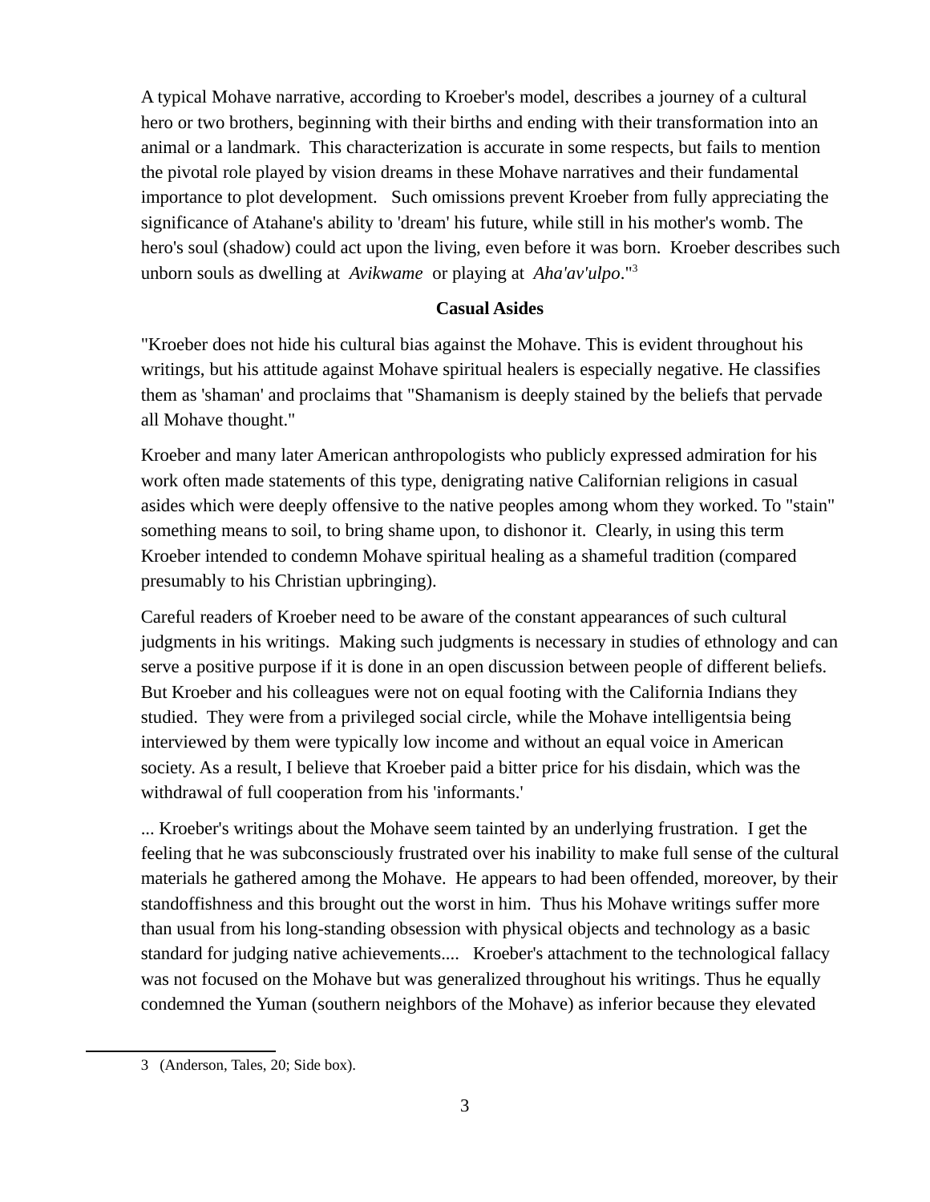A typical Mohave narrative, according to Kroeber's model, describes a journey of a cultural hero or two brothers, beginning with their births and ending with their transformation into an animal or a landmark. This characterization is accurate in some respects, but fails to mention the pivotal role played by vision dreams in these Mohave narratives and their fundamental importance to plot development. Such omissions prevent Kroeber from fully appreciating the significance of Atahane's ability to 'dream' his future, while still in his mother's womb. The hero's soul (shadow) could act upon the living, even before it was born. Kroeber describes such unborn souls as dwelling at *Avikwame* or playing at *Aha'av'ulpo*."[3]

**Casual Asides**

"Kroeber does not hide his cultural bias against the Mohave. This is evident throughout his writings, but his attitude against Mohave spiritual healers is especially negative. He classifies them as 'shaman' and proclaims that "Shamanism is deeply stained by the beliefs that pervade all Mohave thought."

Kroeber and many later American anthropologists who publicly expressed admiration for his work often made statements of this type, denigrating native Californian religions in casual asides which were deeply offensive to the native peoples among whom they worked. To "stain" something means to soil, to bring shame upon, to dishonor it. Clearly, in using this term Kroeber intended to condemn Mohave spiritual healing as a shameful tradition (compared presumably to his Christian upbringing).

Careful readers of Kroeber need to be aware of the constant appearances of such cultural judgments in his writings. Making such judgments is necessary in studies of ethnology and can serve a positive purpose if it is done in an open discussion between people of different beliefs. But Kroeber and his colleagues were not on equal footing with the California Indians they studied. They were from a privileged social circle, while the Mohave intelligentsia being interviewed by them were typically low income and without an equal voice in American society. As a result, I believe that Kroeber paid a bitter price for his disdain, which was the withdrawal of full cooperation from his 'informants.'

... Kroeber's writings about the Mohave seem tainted by an underlying frustration. I get the feeling that he was subconsciously frustrated over his inability to make full sense of the cultural materials he gathered among the Mohave. He appears to had been offended, moreover, by their standoffishness and this brought out the worst in him. Thus his Mohave writings suffer more than usual from his long-standing obsession with physical objects and technology as a basic standard for judging native achievements.... Kroeber's attachment to the technological fallacy was not focused on the Mohave but was generalized throughout his writings. Thus he equally condemned the Yuman (southern neighbors of the Mohave) as inferior because they elevated

---

[3] (Anderson, Tales, 20; Side box).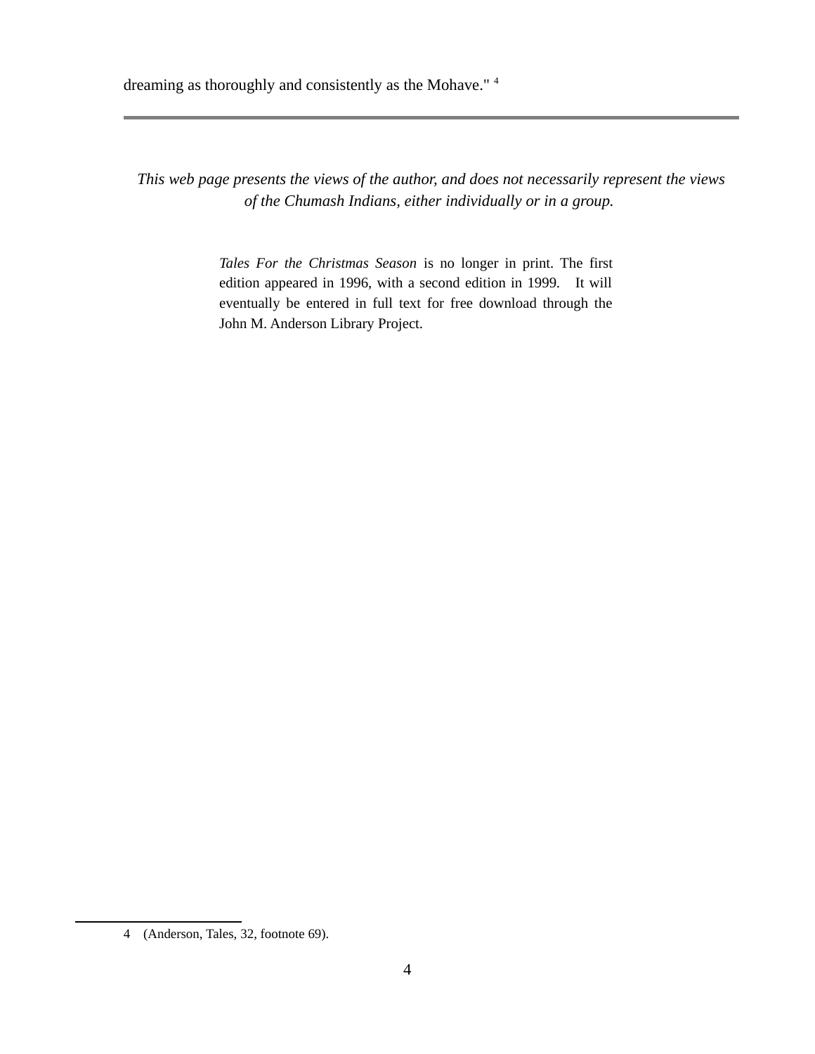dreaming as thoroughly and consistently as the Mohave." [4]

---

*This web page presents the views of the author, and does not necessarily represent the views of the Chumash Indians, either individually or in a group.*

*Tales For the Christmas Season* is no longer in print. The first edition appeared in 1996, with a second edition in 1999. It will eventually be entered in full text for free download through the John M. Anderson Library Project.

4 (Anderson, Tales, 32, footnote 69).